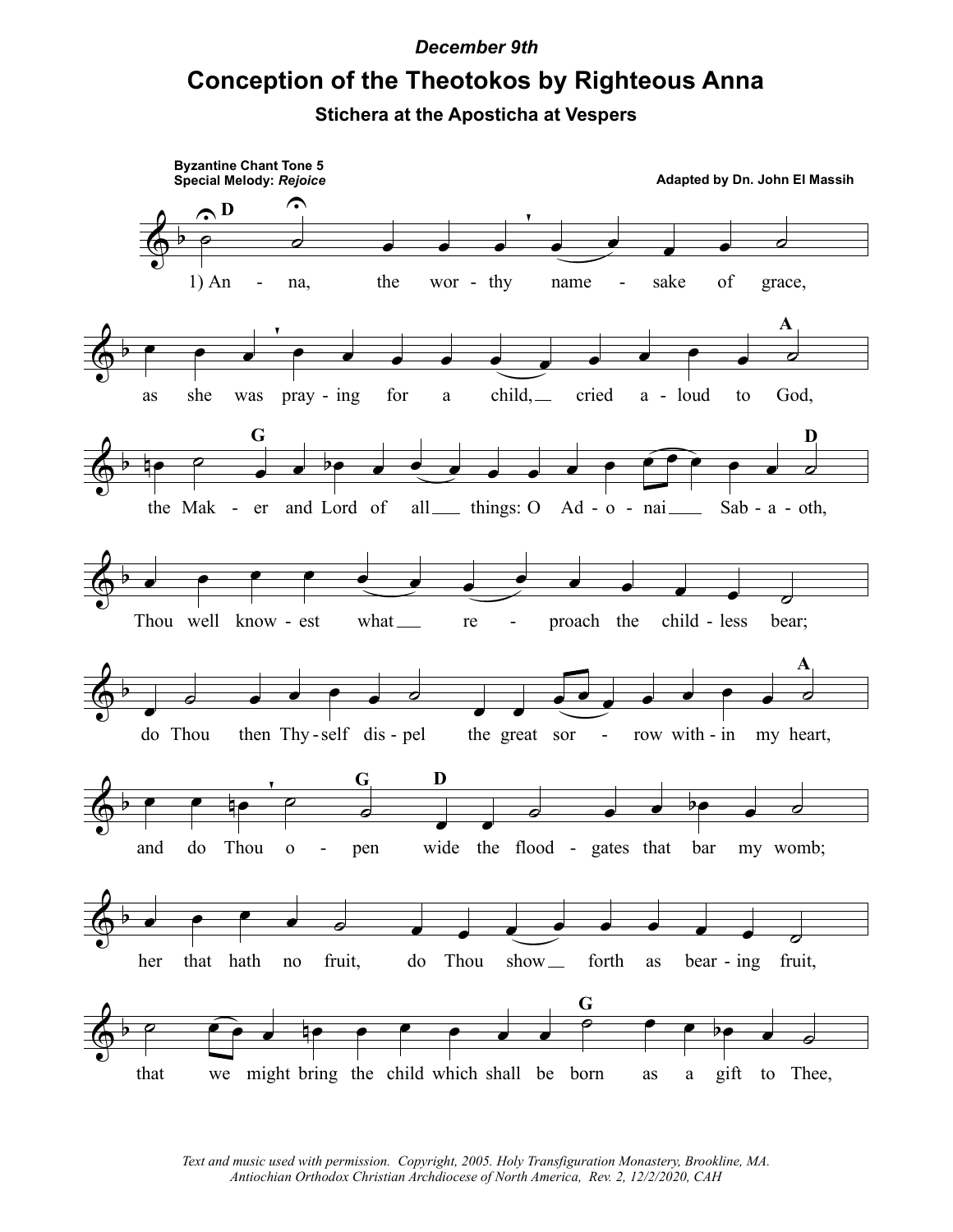*December 9th*

# Conception of the Theotokos by Righteous Anna

## Stichera at the Aposticha at Vespers

**Byzantine Chant Tone 5**
**Special Melody:** ***Rejoice***

**Adapted by Dn. John El Massih**

1) Anna, the worthy namesake of grace, as she was praying for a child, cried aloud to God, the Maker and Lord of all things: O Adonai Sabaoth, Thou well knowest what reproach the childless bear; do Thou then Thyself dispel the great sorrow within my heart, and do Thou open wide the floodgates that bar my womb; her that hath no fruit, do Thou show forth as bearing fruit, that we might bring the child which shall be born as a gift to Thee,

*Text and music used with permission. Copyright, 2005. Holy Transfiguration Monastery, Brookline, MA.*
*Antiochian Orthodox Christian Archdiocese of North America, Rev. 2, 12/2/2020, CAH*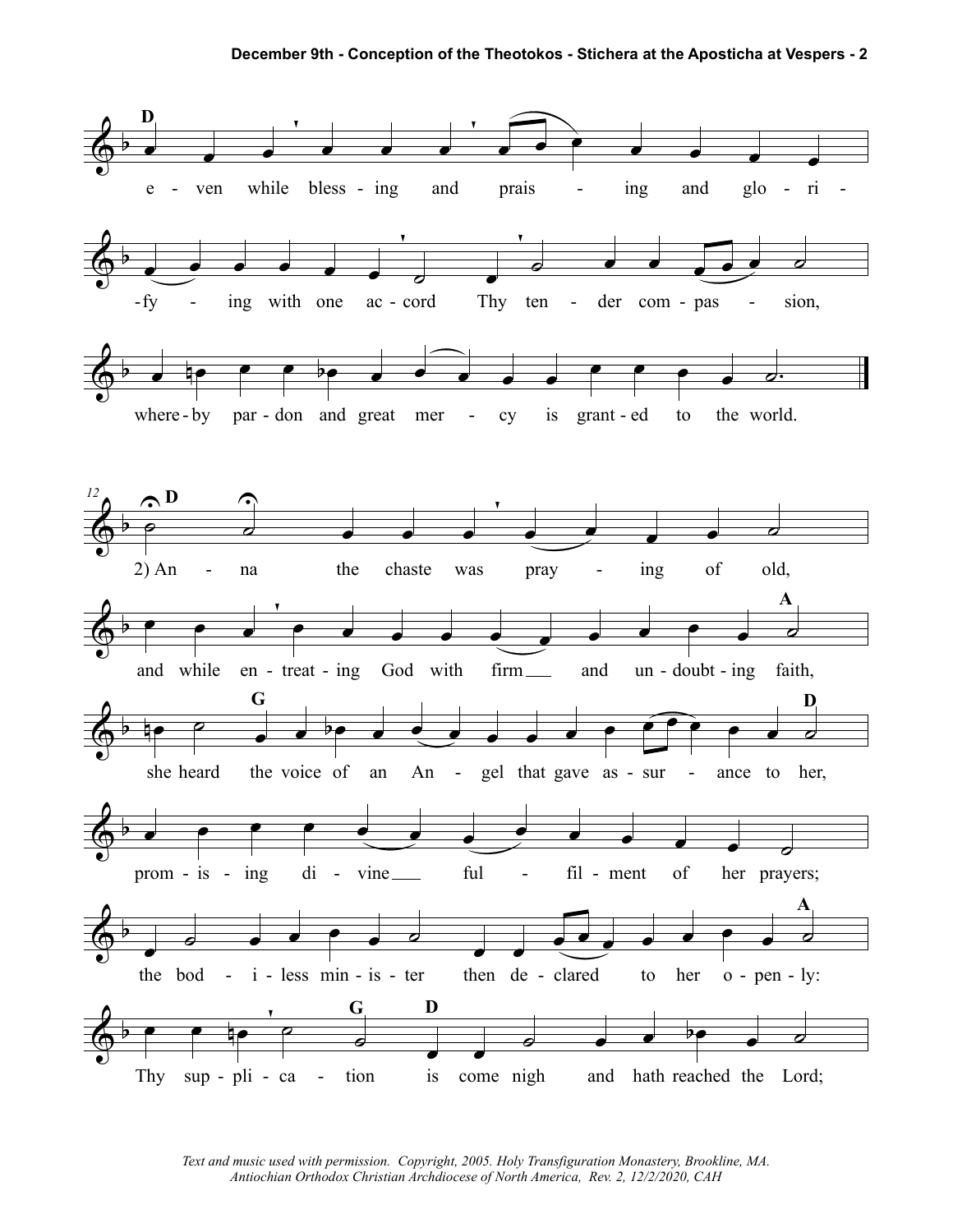e - ven while bless - ing and prais - ing and glo - ri - fy - ing with one ac - cord Thy ten - der com - pas - sion, where - by par - don and great mer - cy is grant - ed to the world.

2) An - na the chaste was pray - ing of old, and while en - treat - ing God with firm and un - doubt - ing faith, she heard the voice of an An - gel that gave as - sur - ance to her, prom - is - ing di - vine ful - fil - ment of her prayers; the bod - i - less min - is - ter then de - clared to her o - pen - ly: Thy sup - pli - ca - tion is come nigh and hath reached the Lord;

*Text and music used with permission. Copyright, 2005. Holy Transfiguration Monastery, Brookline, MA.*
*Antiochian Orthodox Christian Archdiocese of North America, Rev. 2, 12/2/2020, CAH*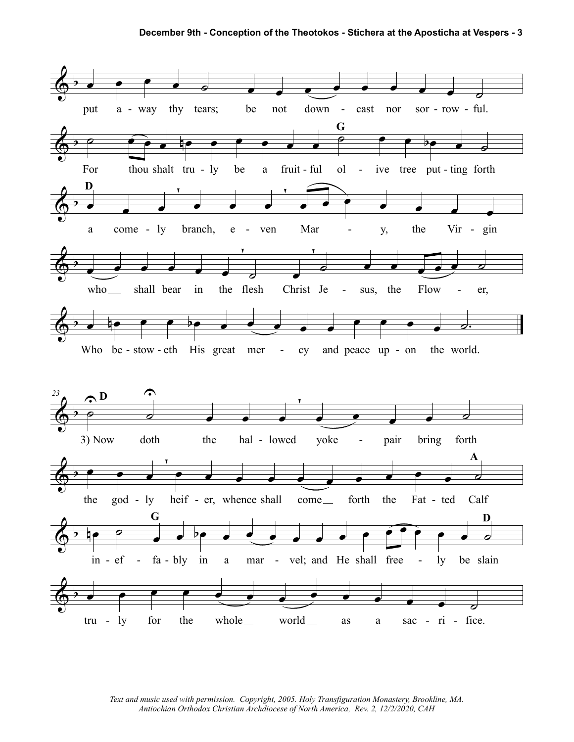put away thy tears; be not downcast nor sorrowful.

For thou shalt truly be a fruitful olive tree putting forth a comely branch, even Mary, the Virgin who shall bear in the flesh Christ Jesus, the Flower, Who bestoweth His great mercy and peace upon the world.

3) Now doth the hallowed yoke-pair bring forth the godly heifer, whence shall come forth the Fatted Calf ineffably in a marvel; and He shall freely be slain truly for the whole world as a sacrifice.

*Text and music used with permission. Copyright, 2005. Holy Transfiguration Monastery, Brookline, MA.*
*Antiochian Orthodox Christian Archdiocese of North America, Rev. 2, 12/2/2020, CAH*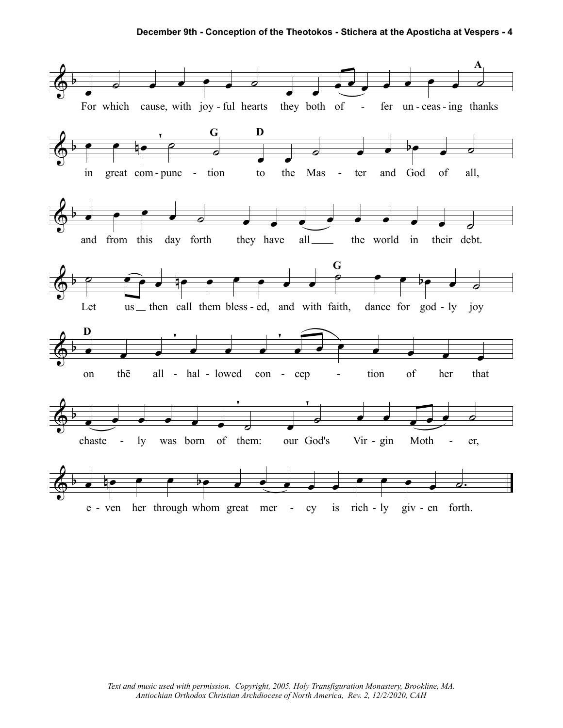For which cause, with joy-ful hearts they both of - fer un-ceas-ing thanks

in great com-punc - tion to the Mas - ter and God of all,

and from this day forth they have all___ the world in their debt.

Let us__ then call them bless-ed, and with faith, dance for god-ly joy

on thē all - hal-lowed con - cep - tion of her that

chaste - ly was born of them: our God's Vir-gin Moth - er,

e - ven her through whom great mer - cy is rich-ly giv-en forth.

*Text and music used with permission. Copyright, 2005. Holy Transfiguration Monastery, Brookline, MA.*
*Antiochian Orthodox Christian Archdiocese of North America, Rev. 2, 12/2/2020, CAH*